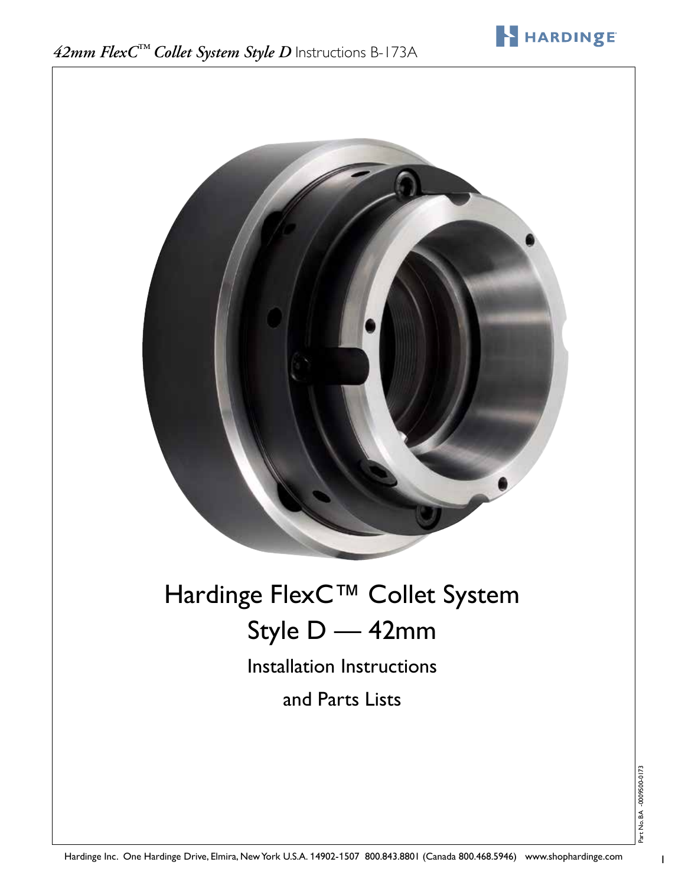# Hardinge FlexC™ Collet System

## Style D — 42mm

Installation Instructions

and Parts Lists

Part No. BA -0009500-0173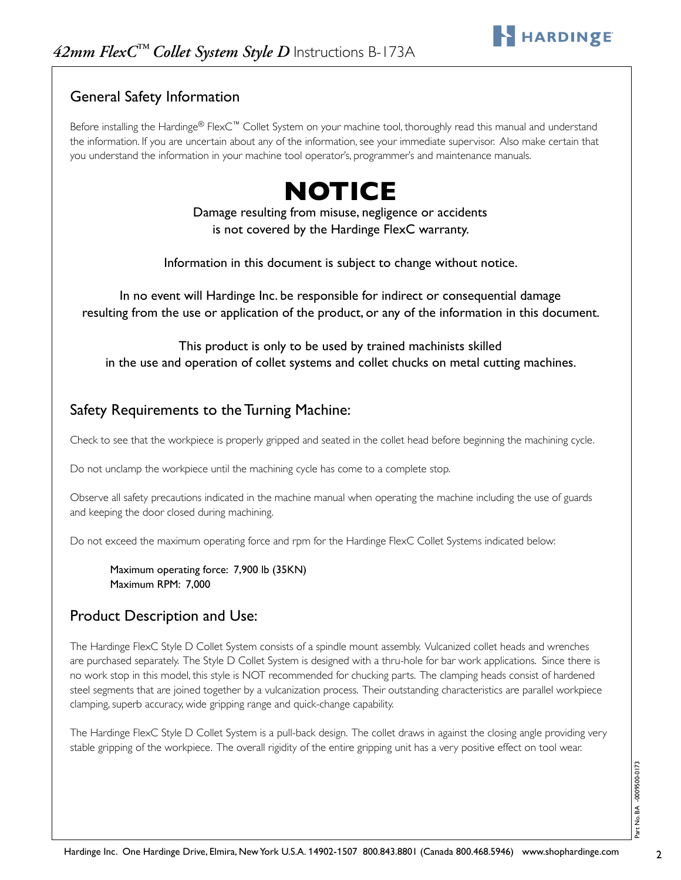## General Safety Information

Before installing the Hardinge® FlexC™ Collet System on your machine tool, thoroughly read this manual and understand the information. If you are uncertain about any of the information, see your immediate supervisor. Also make certain that you understand the information in your machine tool operator's, programmer's and maintenance manuals.

# NOTICE

Damage resulting from misuse, negligence or accidents is not covered by the Hardinge FlexC warranty.

Information in this document is subject to change without notice.

In no event will Hardinge Inc. be responsible for indirect or consequential damage resulting from the use or application of the product, or any of the information in this document.

This product is only to be used by trained machinists skilled in the use and operation of collet systems and collet chucks on metal cutting machines.

## Safety Requirements to the Turning Machine:

Check to see that the workpiece is properly gripped and seated in the collet head before beginning the machining cycle.

Do not unclamp the workpiece until the machining cycle has come to a complete stop.

Observe all safety precautions indicated in the machine manual when operating the machine including the use of guards and keeping the door closed during machining.

Do not exceed the maximum operating force and rpm for the Hardinge FlexC Collet Systems indicated below:

Maximum operating force: 7,900 lb (35KN)
Maximum RPM: 7,000

## Product Description and Use:

The Hardinge FlexC Style D Collet System consists of a spindle mount assembly. Vulcanized collet heads and wrenches are purchased separately. The Style D Collet System is designed with a thru-hole for bar work applications. Since there is no work stop in this model, this style is NOT recommended for chucking parts. The clamping heads consist of hardened steel segments that are joined together by a vulcanization process. Their outstanding characteristics are parallel workpiece clamping, superb accuracy, wide gripping range and quick-change capability.

The Hardinge FlexC Style D Collet System is a pull-back design. The collet draws in against the closing angle providing very stable gripping of the workpiece. The overall rigidity of the entire gripping unit has a very positive effect on tool wear.

Part No. BA -0009500-0173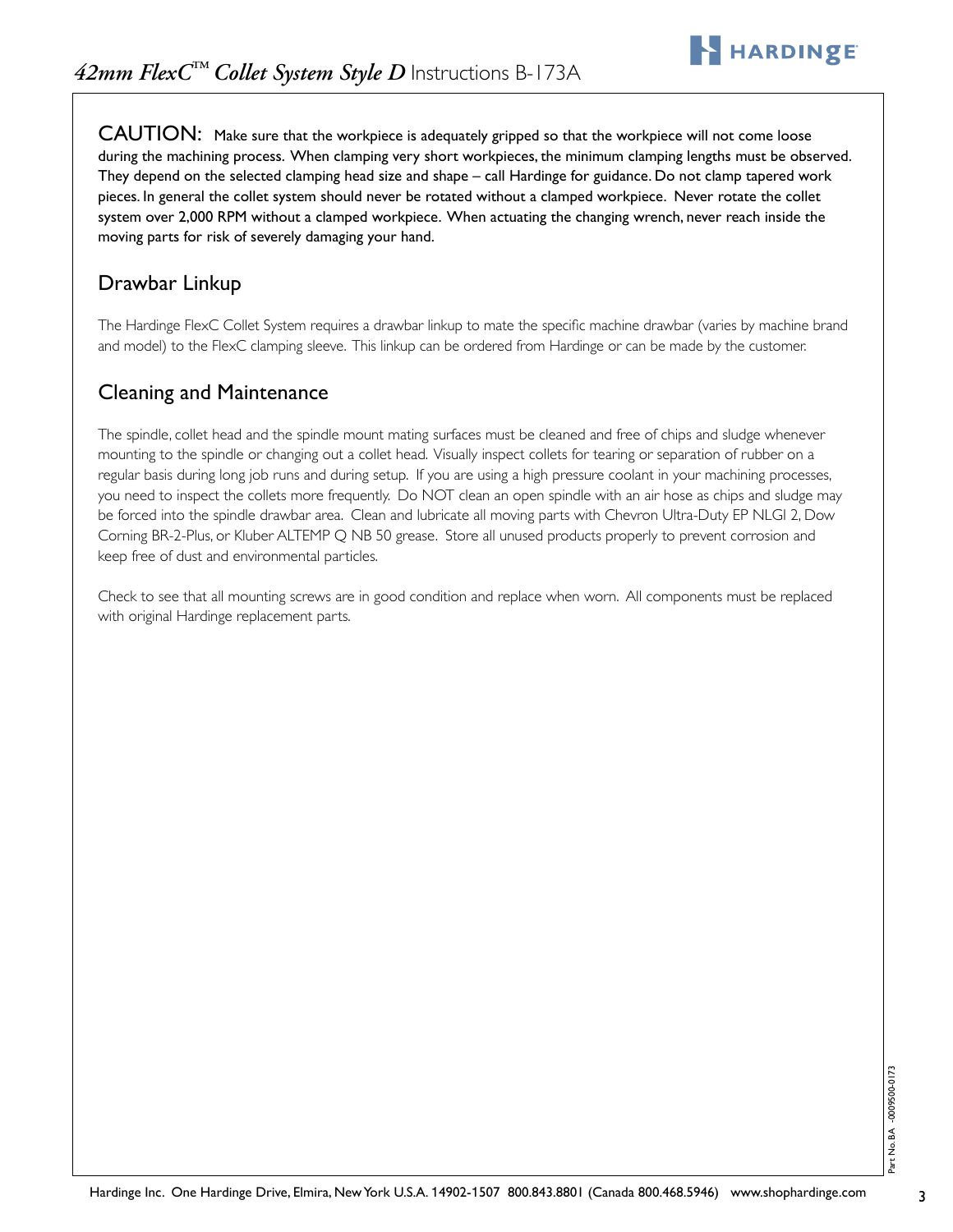**CAUTION:** Make sure that the workpiece is adequately gripped so that the workpiece will not come loose during the machining process. When clamping very short workpieces, the minimum clamping lengths must be observed. They depend on the selected clamping head size and shape – call Hardinge for guidance. Do not clamp tapered work pieces. In general the collet system should never be rotated without a clamped workpiece. Never rotate the collet system over 2,000 RPM without a clamped workpiece. When actuating the changing wrench, never reach inside the moving parts for risk of severely damaging your hand.

## Drawbar Linkup

The Hardinge FlexC Collet System requires a drawbar linkup to mate the specific machine drawbar (varies by machine brand and model) to the FlexC clamping sleeve. This linkup can be ordered from Hardinge or can be made by the customer.

## Cleaning and Maintenance

The spindle, collet head and the spindle mount mating surfaces must be cleaned and free of chips and sludge whenever mounting to the spindle or changing out a collet head. Visually inspect collets for tearing or separation of rubber on a regular basis during long job runs and during setup. If you are using a high pressure coolant in your machining processes, you need to inspect the collets more frequently. Do NOT clean an open spindle with an air hose as chips and sludge may be forced into the spindle drawbar area. Clean and lubricate all moving parts with Chevron Ultra-Duty EP NLGI 2, Dow Corning BR-2-Plus, or Kluber ALTEMP Q NB 50 grease. Store all unused products properly to prevent corrosion and keep free of dust and environmental particles.

Check to see that all mounting screws are in good condition and replace when worn. All components must be replaced with original Hardinge replacement parts.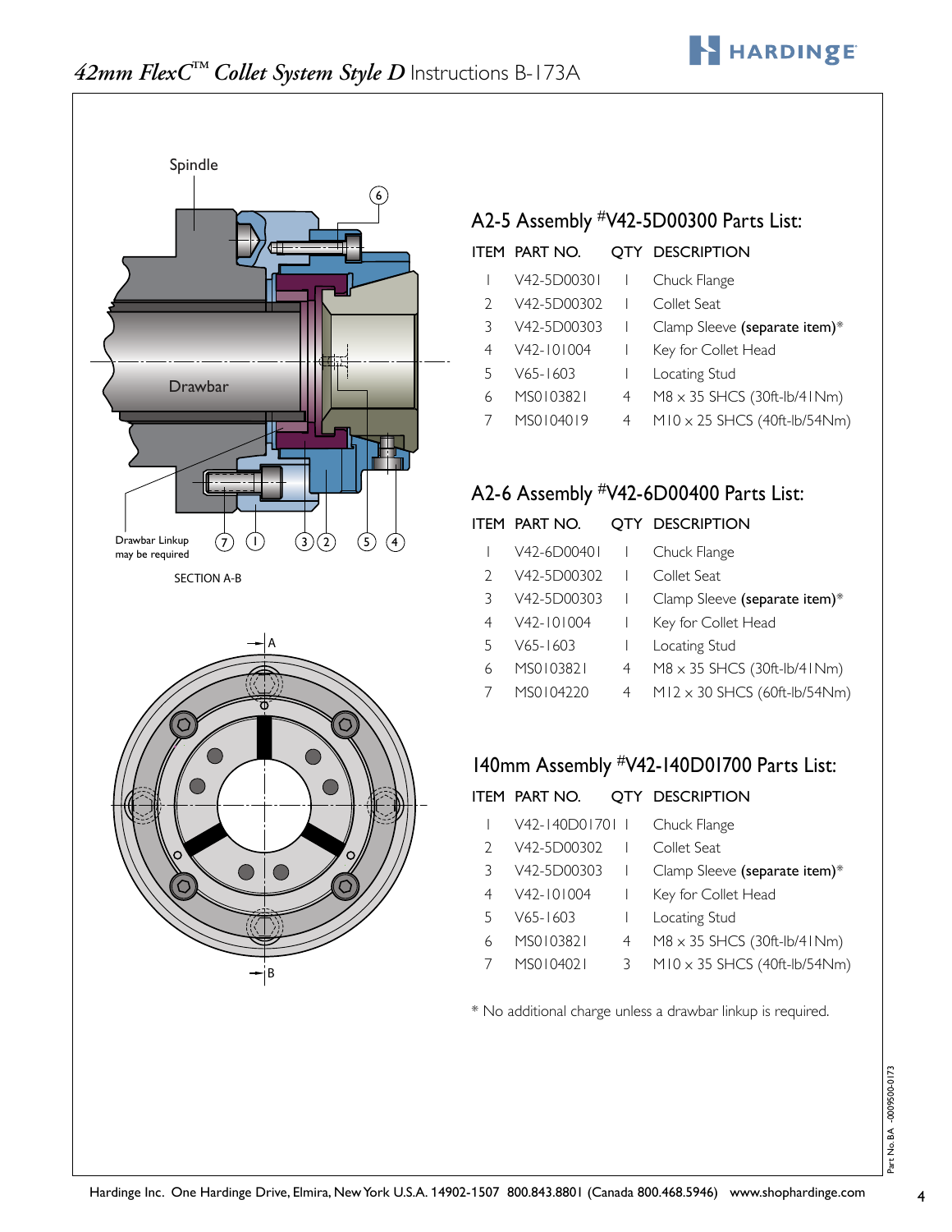# *42mm FlexC™ Collet System Style D* Instructions B-173A

Spindle

Drawbar

Drawbar Linkup may be required

7 1 3 2 5 4 6

SECTION A-B

A

B

## A2-5 Assembly #V42-5D00300 Parts List:

| ITEM | PART NO. | QTY | DESCRIPTION |
|---|---|---|---|
| 1 | V42-5D00301 | 1 | Chuck Flange |
| 2 | V42-5D00302 | 1 | Collet Seat |
| 3 | V42-5D00303 | 1 | Clamp Sleeve **(separate item)*** |
| 4 | V42-101004 | 1 | Key for Collet Head |
| 5 | V65-1603 | 1 | Locating Stud |
| 6 | MS0103821 | 4 | M8 x 35 SHCS (30ft-lb/41Nm) |
| 7 | MS0104019 | 4 | M10 x 25 SHCS (40ft-lb/54Nm) |

## A2-6 Assembly #V42-6D00400 Parts List:

| ITEM | PART NO. | QTY | DESCRIPTION |
|---|---|---|---|
| 1 | V42-6D00401 | 1 | Chuck Flange |
| 2 | V42-5D00302 | 1 | Collet Seat |
| 3 | V42-5D00303 | 1 | Clamp Sleeve **(separate item)*** |
| 4 | V42-101004 | 1 | Key for Collet Head |
| 5 | V65-1603 | 1 | Locating Stud |
| 6 | MS0103821 | 4 | M8 x 35 SHCS (30ft-lb/41Nm) |
| 7 | MS0104220 | 4 | M12 x 30 SHCS (60ft-lb/54Nm) |

## 140mm Assembly #V42-140D01700 Parts List:

| ITEM | PART NO. | QTY | DESCRIPTION |
|---|---|---|---|
| 1 | V42-140D01701 | 1 | Chuck Flange |
| 2 | V42-5D00302 | 1 | Collet Seat |
| 3 | V42-5D00303 | 1 | Clamp Sleeve **(separate item)*** |
| 4 | V42-101004 | 1 | Key for Collet Head |
| 5 | V65-1603 | 1 | Locating Stud |
| 6 | MS0103821 | 4 | M8 x 35 SHCS (30ft-lb/41Nm) |
| 7 | MS0104021 | 3 | M10 x 35 SHCS (40ft-lb/54Nm) |

* No additional charge unless a drawbar linkup is required.

Part No. BA -0009500-0173

Hardinge Inc. One Hardinge Drive, Elmira, New York U.S.A. 14902-1507 800.843.8801 (Canada 800.468.5946) www.shophardinge.com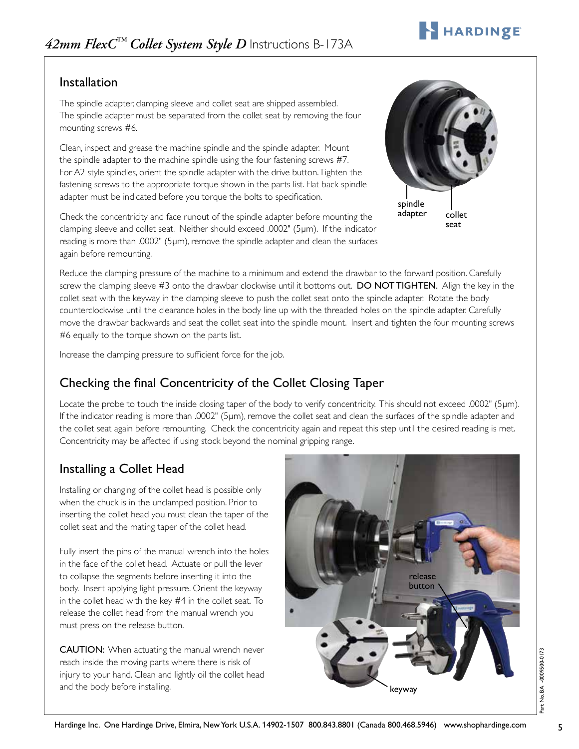## Installation

The spindle adapter, clamping sleeve and collet seat are shipped assembled. The spindle adapter must be separated from the collet seat by removing the four mounting screws #6.

Clean, inspect and grease the machine spindle and the spindle adapter. Mount the spindle adapter to the machine spindle using the four fastening screws #7. For A2 style spindles, orient the spindle adapter with the drive button. Tighten the fastening screws to the appropriate torque shown in the parts list. Flat back spindle adapter must be indicated before you torque the bolts to specification.

Check the concentricity and face runout of the spindle adapter before mounting the clamping sleeve and collet seat. Neither should exceed .0002" (5µm). If the indicator reading is more than .0002" (5µm), remove the spindle adapter and clean the surfaces again before remounting.

spindle adapter

collet seat

Reduce the clamping pressure of the machine to a minimum and extend the drawbar to the forward position. Carefully screw the clamping sleeve #3 onto the drawbar clockwise until it bottoms out. **DO NOT TIGHTEN.** Align the key in the collet seat with the keyway in the clamping sleeve to push the collet seat onto the spindle adapter. Rotate the body counterclockwise until the clearance holes in the body line up with the threaded holes on the spindle adapter. Carefully move the drawbar backwards and seat the collet seat into the spindle mount. Insert and tighten the four mounting screws #6 equally to the torque shown on the parts list.

Increase the clamping pressure to sufficient force for the job.

## Checking the final Concentricity of the Collet Closing Taper

Locate the probe to touch the inside closing taper of the body to verify concentricity. This should not exceed .0002" (5µm). If the indicator reading is more than .0002" (5µm), remove the collet seat and clean the surfaces of the spindle adapter and the collet seat again before remounting. Check the concentricity again and repeat this step until the desired reading is met. Concentricity may be affected if using stock beyond the nominal gripping range.

## Installing a Collet Head

Installing or changing of the collet head is possible only when the chuck is in the unclamped position. Prior to inserting the collet head you must clean the taper of the collet seat and the mating taper of the collet head.

Fully insert the pins of the manual wrench into the holes in the face of the collet head. Actuate or pull the lever to collapse the segments before inserting it into the body. Insert applying light pressure. Orient the keyway in the collet head with the key #4 in the collet seat. To release the collet head from the manual wrench you must press on the release button.

**CAUTION:** When actuating the manual wrench never reach inside the moving parts where there is risk of injury to your hand. Clean and lightly oil the collet head and the body before installing.

release button

keyway

Hardinge Inc. One Hardinge Drive, Elmira, New York U.S.A. 14902-1507 800.843.8801 (Canada 800.468.5946) www.shophardinge.com

Part No. BA -0009500-0173